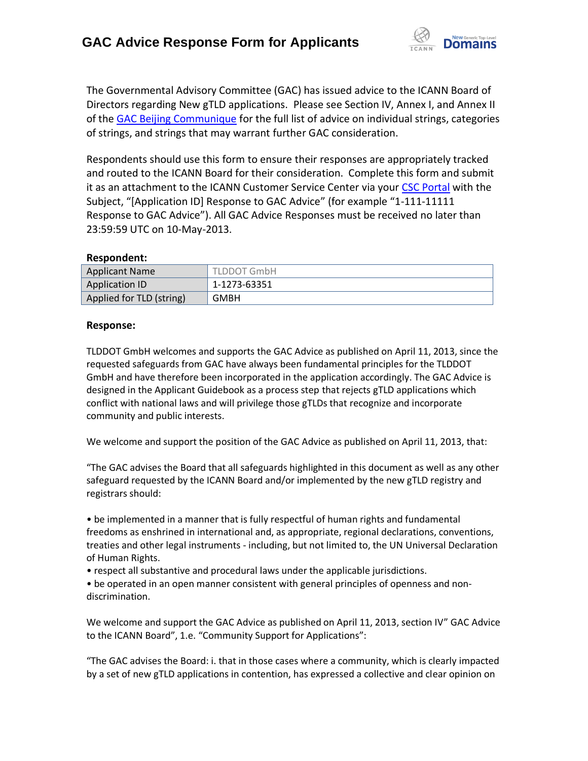# GAC Advice Response Form for Applicants

The Governmental Advisory Committee (GAC) has issued advice to the ICANN Board of Directors regarding New gTLD applications. Please see Section IV, Annex I, and Annex II of the GAC Beijing Communique for the full list of advice on individual strings, categories of strings, and strings that may warrant further GAC consideration.

Respondents should use this form to ensure their responses are appropriately tracked and routed to the ICANN Board for their consideration. Complete this form and submit it as an attachment to the ICANN Customer Service Center via your CSC Portal with the Subject, "[Application ID] Response to GAC Advice" (for example "1-111-11111 Response to GAC Advice"). All GAC Advice Responses must be received no later than 23:59:59 UTC on 10-May-2013.

**Respondent:**

| Applicant Name | TLDDOT GmbH |
|---|---|
| Application ID | 1-1273-63351 |
| Applied for TLD (string) | GMBH |

**Response:**

TLDDOT GmbH welcomes and supports the GAC Advice as published on April 11, 2013, since the requested safeguards from GAC have always been fundamental principles for the TLDDOT GmbH and have therefore been incorporated in the application accordingly. The GAC Advice is designed in the Applicant Guidebook as a process step that rejects gTLD applications which conflict with national laws and will privilege those gTLDs that recognize and incorporate community and public interests.

We welcome and support the position of the GAC Advice as published on April 11, 2013, that:

"The GAC advises the Board that all safeguards highlighted in this document as well as any other safeguard requested by the ICANN Board and/or implemented by the new gTLD registry and registrars should:

- be implemented in a manner that is fully respectful of human rights and fundamental freedoms as enshrined in international and, as appropriate, regional declarations, conventions, treaties and other legal instruments - including, but not limited to, the UN Universal Declaration of Human Rights.
- respect all substantive and procedural laws under the applicable jurisdictions.
- be operated in an open manner consistent with general principles of openness and non-discrimination.

We welcome and support the GAC Advice as published on April 11, 2013, section IV" GAC Advice to the ICANN Board", 1.e. "Community Support for Applications":

"The GAC advises the Board: i. that in those cases where a community, which is clearly impacted by a set of new gTLD applications in contention, has expressed a collective and clear opinion on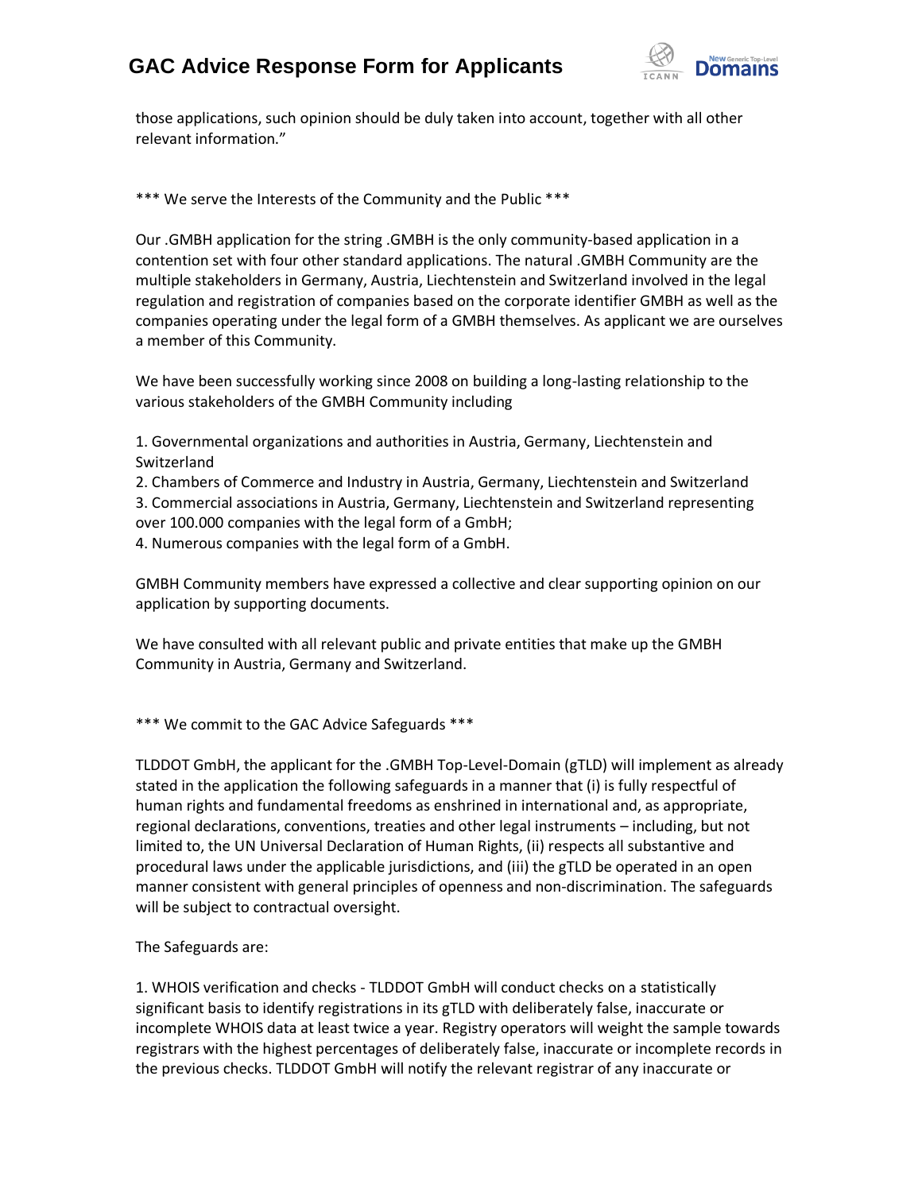those applications, such opinion should be duly taken into account, together with all other relevant information."

*** We serve the Interests of the Community and the Public ***

Our .GMBH application for the string .GMBH is the only community-based application in a contention set with four other standard applications. The natural .GMBH Community are the multiple stakeholders in Germany, Austria, Liechtenstein and Switzerland involved in the legal regulation and registration of companies based on the corporate identifier GMBH as well as the companies operating under the legal form of a GMBH themselves. As applicant we are ourselves a member of this Community.

We have been successfully working since 2008 on building a long-lasting relationship to the various stakeholders of the GMBH Community including

1. Governmental organizations and authorities in Austria, Germany, Liechtenstein and Switzerland
2. Chambers of Commerce and Industry in Austria, Germany, Liechtenstein and Switzerland
3. Commercial associations in Austria, Germany, Liechtenstein and Switzerland representing over 100.000 companies with the legal form of a GmbH;
4. Numerous companies with the legal form of a GmbH.

GMBH Community members have expressed a collective and clear supporting opinion on our application by supporting documents.

We have consulted with all relevant public and private entities that make up the GMBH Community in Austria, Germany and Switzerland.

*** We commit to the GAC Advice Safeguards ***

TLDDOT GmbH, the applicant for the .GMBH Top-Level-Domain (gTLD) will implement as already stated in the application the following safeguards in a manner that (i) is fully respectful of human rights and fundamental freedoms as enshrined in international and, as appropriate, regional declarations, conventions, treaties and other legal instruments – including, but not limited to, the UN Universal Declaration of Human Rights, (ii) respects all substantive and procedural laws under the applicable jurisdictions, and (iii) the gTLD be operated in an open manner consistent with general principles of openness and non-discrimination. The safeguards will be subject to contractual oversight.

The Safeguards are:

1. WHOIS verification and checks - TLDDOT GmbH will conduct checks on a statistically significant basis to identify registrations in its gTLD with deliberately false, inaccurate or incomplete WHOIS data at least twice a year. Registry operators will weight the sample towards registrars with the highest percentages of deliberately false, inaccurate or incomplete records in the previous checks. TLDDOT GmbH will notify the relevant registrar of any inaccurate or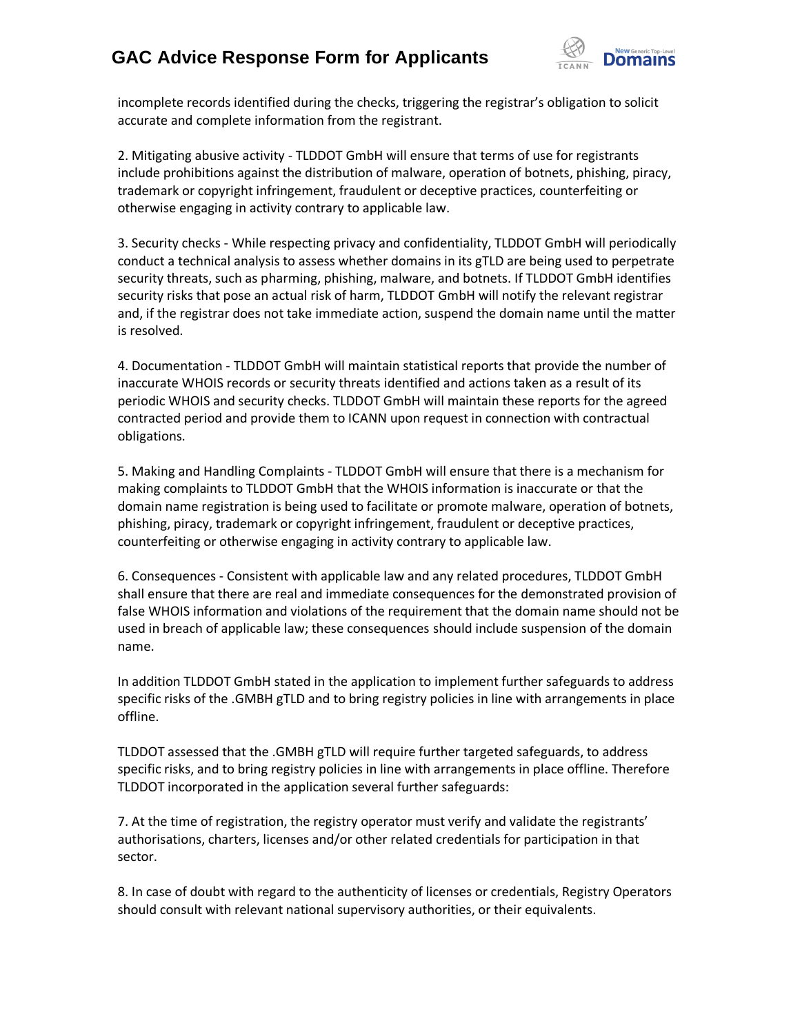incomplete records identified during the checks, triggering the registrar's obligation to solicit accurate and complete information from the registrant.

2. Mitigating abusive activity - TLDDOT GmbH will ensure that terms of use for registrants include prohibitions against the distribution of malware, operation of botnets, phishing, piracy, trademark or copyright infringement, fraudulent or deceptive practices, counterfeiting or otherwise engaging in activity contrary to applicable law.

3. Security checks - While respecting privacy and confidentiality, TLDDOT GmbH will periodically conduct a technical analysis to assess whether domains in its gTLD are being used to perpetrate security threats, such as pharming, phishing, malware, and botnets. If TLDDOT GmbH identifies security risks that pose an actual risk of harm, TLDDOT GmbH will notify the relevant registrar and, if the registrar does not take immediate action, suspend the domain name until the matter is resolved.

4. Documentation - TLDDOT GmbH will maintain statistical reports that provide the number of inaccurate WHOIS records or security threats identified and actions taken as a result of its periodic WHOIS and security checks. TLDDOT GmbH will maintain these reports for the agreed contracted period and provide them to ICANN upon request in connection with contractual obligations.

5. Making and Handling Complaints - TLDDOT GmbH will ensure that there is a mechanism for making complaints to TLDDOT GmbH that the WHOIS information is inaccurate or that the domain name registration is being used to facilitate or promote malware, operation of botnets, phishing, piracy, trademark or copyright infringement, fraudulent or deceptive practices, counterfeiting or otherwise engaging in activity contrary to applicable law.

6. Consequences - Consistent with applicable law and any related procedures, TLDDOT GmbH shall ensure that there are real and immediate consequences for the demonstrated provision of false WHOIS information and violations of the requirement that the domain name should not be used in breach of applicable law; these consequences should include suspension of the domain name.

In addition TLDDOT GmbH stated in the application to implement further safeguards to address specific risks of the .GMBH gTLD and to bring registry policies in line with arrangements in place offline.

TLDDOT assessed that the .GMBH gTLD will require further targeted safeguards, to address specific risks, and to bring registry policies in line with arrangements in place offline. Therefore TLDDOT incorporated in the application several further safeguards:

7. At the time of registration, the registry operator must verify and validate the registrants' authorisations, charters, licenses and/or other related credentials for participation in that sector.

8. In case of doubt with regard to the authenticity of licenses or credentials, Registry Operators should consult with relevant national supervisory authorities, or their equivalents.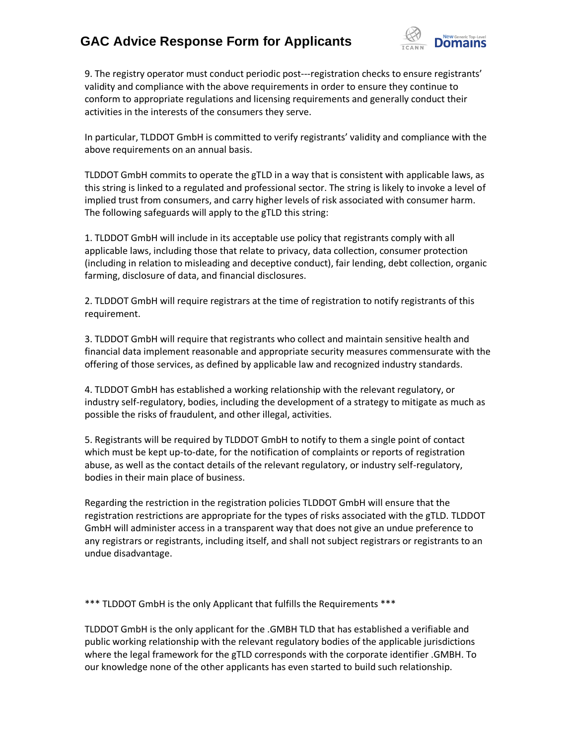9. The registry operator must conduct periodic post---registration checks to ensure registrants' validity and compliance with the above requirements in order to ensure they continue to conform to appropriate regulations and licensing requirements and generally conduct their activities in the interests of the consumers they serve.

In particular, TLDDOT GmbH is committed to verify registrants' validity and compliance with the above requirements on an annual basis.

TLDDOT GmbH commits to operate the gTLD in a way that is consistent with applicable laws, as this string is linked to a regulated and professional sector. The string is likely to invoke a level of implied trust from consumers, and carry higher levels of risk associated with consumer harm. The following safeguards will apply to the gTLD this string:

1. TLDDOT GmbH will include in its acceptable use policy that registrants comply with all applicable laws, including those that relate to privacy, data collection, consumer protection (including in relation to misleading and deceptive conduct), fair lending, debt collection, organic farming, disclosure of data, and financial disclosures.

2. TLDDOT GmbH will require registrars at the time of registration to notify registrants of this requirement.

3. TLDDOT GmbH will require that registrants who collect and maintain sensitive health and financial data implement reasonable and appropriate security measures commensurate with the offering of those services, as defined by applicable law and recognized industry standards.

4. TLDDOT GmbH has established a working relationship with the relevant regulatory, or industry self-regulatory, bodies, including the development of a strategy to mitigate as much as possible the risks of fraudulent, and other illegal, activities.

5. Registrants will be required by TLDDOT GmbH to notify to them a single point of contact which must be kept up-to-date, for the notification of complaints or reports of registration abuse, as well as the contact details of the relevant regulatory, or industry self-regulatory, bodies in their main place of business.

Regarding the restriction in the registration policies TLDDOT GmbH will ensure that the registration restrictions are appropriate for the types of risks associated with the gTLD. TLDDOT GmbH will administer access in a transparent way that does not give an undue preference to any registrars or registrants, including itself, and shall not subject registrars or registrants to an undue disadvantage.

*** TLDDOT GmbH is the only Applicant that fulfills the Requirements ***

TLDDOT GmbH is the only applicant for the .GMBH TLD that has established a verifiable and public working relationship with the relevant regulatory bodies of the applicable jurisdictions where the legal framework for the gTLD corresponds with the corporate identifier .GMBH. To our knowledge none of the other applicants has even started to build such relationship.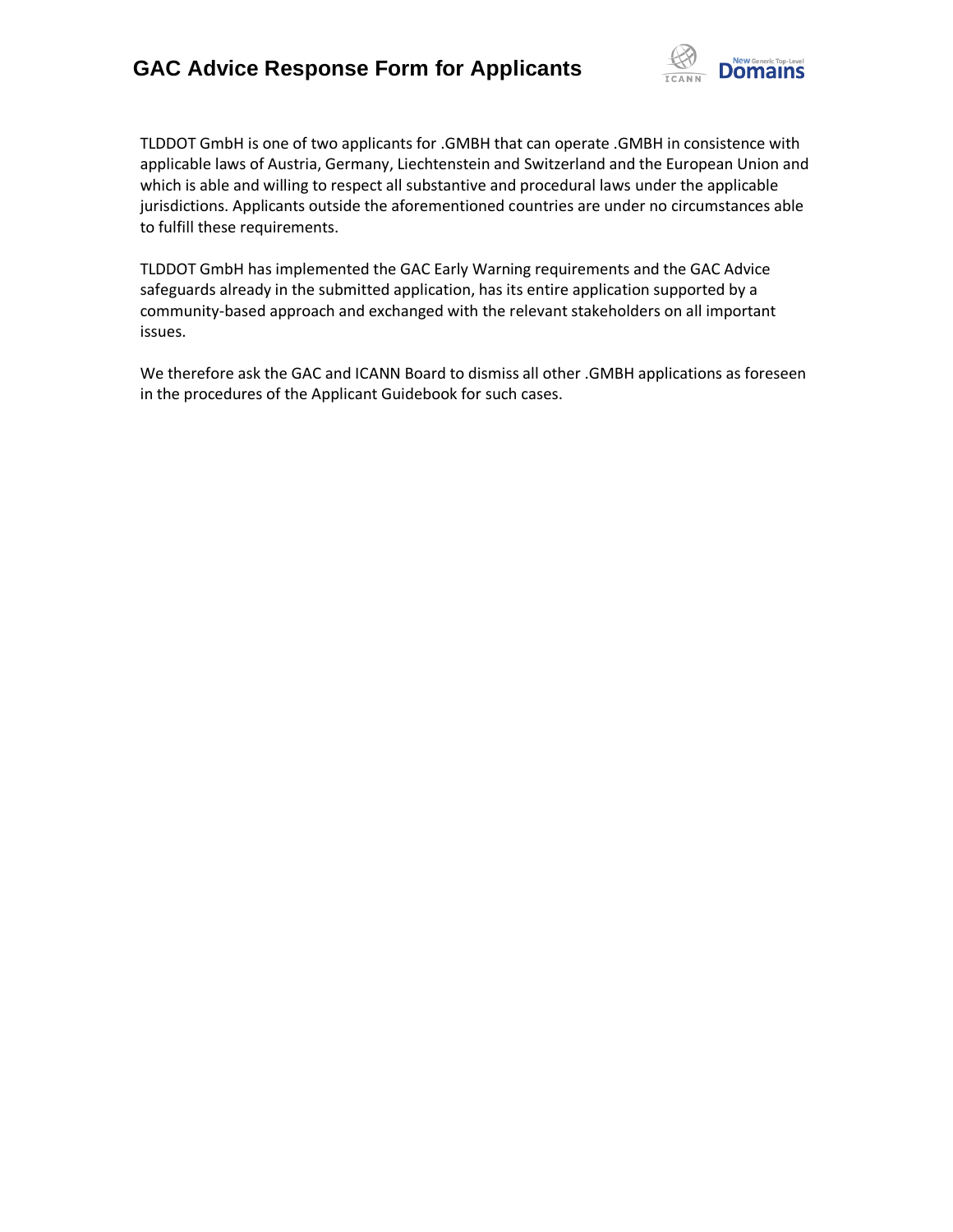TLDDOT GmbH is one of two applicants for .GMBH that can operate .GMBH in consistence with applicable laws of Austria, Germany, Liechtenstein and Switzerland and the European Union and which is able and willing to respect all substantive and procedural laws under the applicable jurisdictions. Applicants outside the aforementioned countries are under no circumstances able to fulfill these requirements.

TLDDOT GmbH has implemented the GAC Early Warning requirements and the GAC Advice safeguards already in the submitted application, has its entire application supported by a community-based approach and exchanged with the relevant stakeholders on all important issues.

We therefore ask the GAC and ICANN Board to dismiss all other .GMBH applications as foreseen in the procedures of the Applicant Guidebook for such cases.